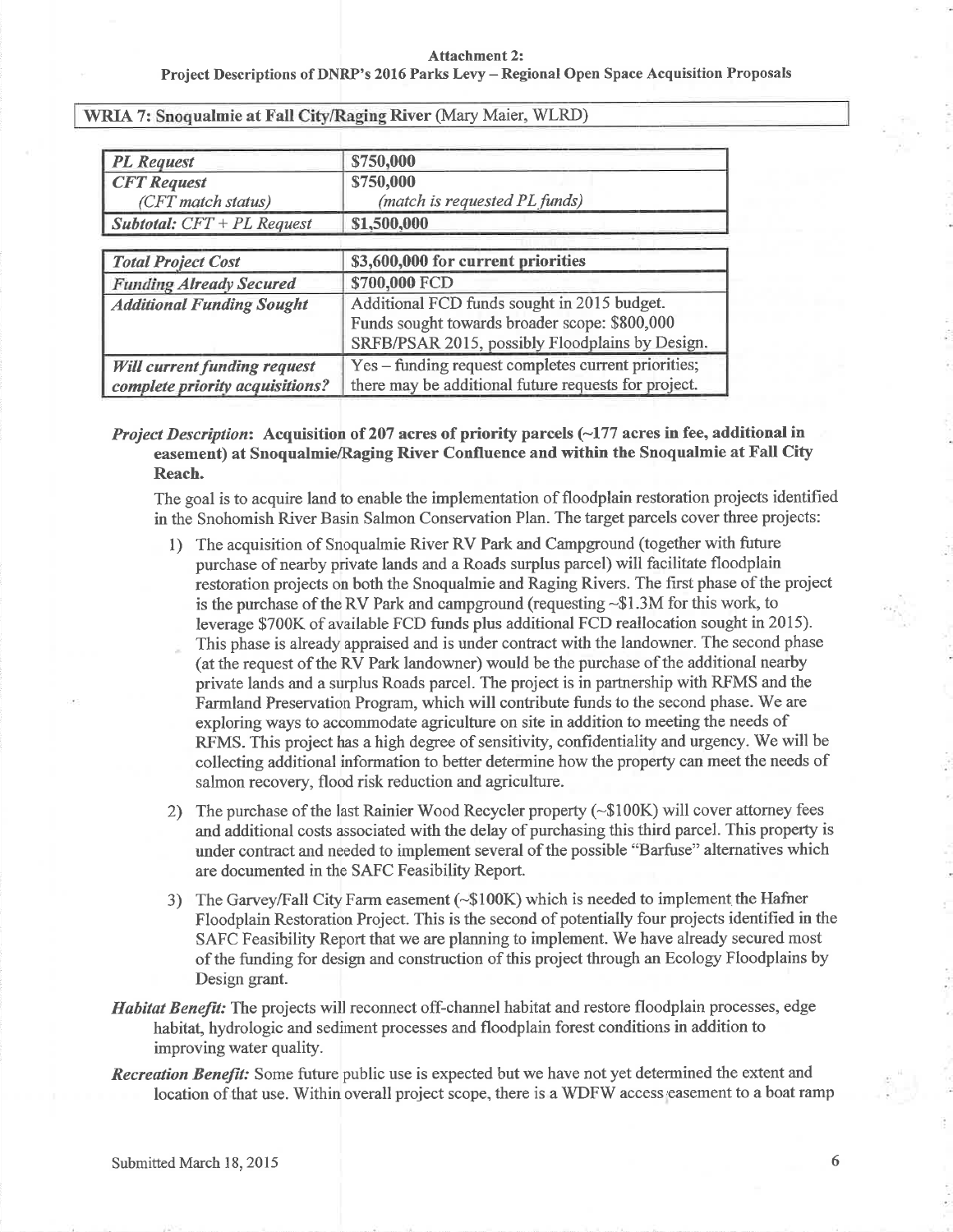**Attachment 2:**
**Project Descriptions of DNRP's 2016 Parks Levy – Regional Open Space Acquisition Proposals**

## WRIA 7: Snoqualmie at Fall City/Raging River (Mary Maier, WLRD)

| | |
|---|---|
| ***PL Request*** | **$750,000** |
| ***CFT Request*** *(CFT match status)* | **$750,000** *(match is requested PL funds)* |
| ***Subtotal: CFT + PL Request*** | **$1,500,000** |

| | |
|---|---|
| ***Total Project Cost*** | **$3,600,000 for current priorities** |
| ***Funding Already Secured*** | **$700,000** FCD |
| ***Additional Funding Sought*** | Additional FCD funds sought in 2015 budget. Funds sought towards broader scope: $800,000 SRFB/PSAR 2015, possibly Floodplains by Design. |
| ***Will current funding request complete priority acquisitions?*** | Yes – funding request completes current priorities; there may be additional future requests for project. |

***Project Description*:** **Acquisition of 207 acres of priority parcels (~177 acres in fee, additional in easement) at Snoqualmie/Raging River Confluence and within the Snoqualmie at Fall City Reach.**

The goal is to acquire land to enable the implementation of floodplain restoration projects identified in the Snohomish River Basin Salmon Conservation Plan. The target parcels cover three projects:

1) The acquisition of Snoqualmie River RV Park and Campground (together with future purchase of nearby private lands and a Roads surplus parcel) will facilitate floodplain restoration projects on both the Snoqualmie and Raging Rivers. The first phase of the project is the purchase of the RV Park and campground (requesting ~$1.3M for this work, to leverage $700K of available FCD funds plus additional FCD reallocation sought in 2015). This phase is already appraised and is under contract with the landowner. The second phase (at the request of the RV Park landowner) would be the purchase of the additional nearby private lands and a surplus Roads parcel. The project is in partnership with RFMS and the Farmland Preservation Program, which will contribute funds to the second phase. We are exploring ways to accommodate agriculture on site in addition to meeting the needs of RFMS. This project has a high degree of sensitivity, confidentiality and urgency. We will be collecting additional information to better determine how the property can meet the needs of salmon recovery, flood risk reduction and agriculture.
2) The purchase of the last Rainier Wood Recycler property (~$100K) will cover attorney fees and additional costs associated with the delay of purchasing this third parcel. This property is under contract and needed to implement several of the possible "Barfuse" alternatives which are documented in the SAFC Feasibility Report.
3) The Garvey/Fall City Farm easement (~$100K) which is needed to implement the Hafner Floodplain Restoration Project. This is the second of potentially four projects identified in the SAFC Feasibility Report that we are planning to implement. We have already secured most of the funding for design and construction of this project through an Ecology Floodplains by Design grant.

***Habitat Benefit:*** The projects will reconnect off-channel habitat and restore floodplain processes, edge habitat, hydrologic and sediment processes and floodplain forest conditions in addition to improving water quality.

***Recreation Benefit:*** Some future public use is expected but we have not yet determined the extent and location of that use. Within overall project scope, there is a WDFW access easement to a boat ramp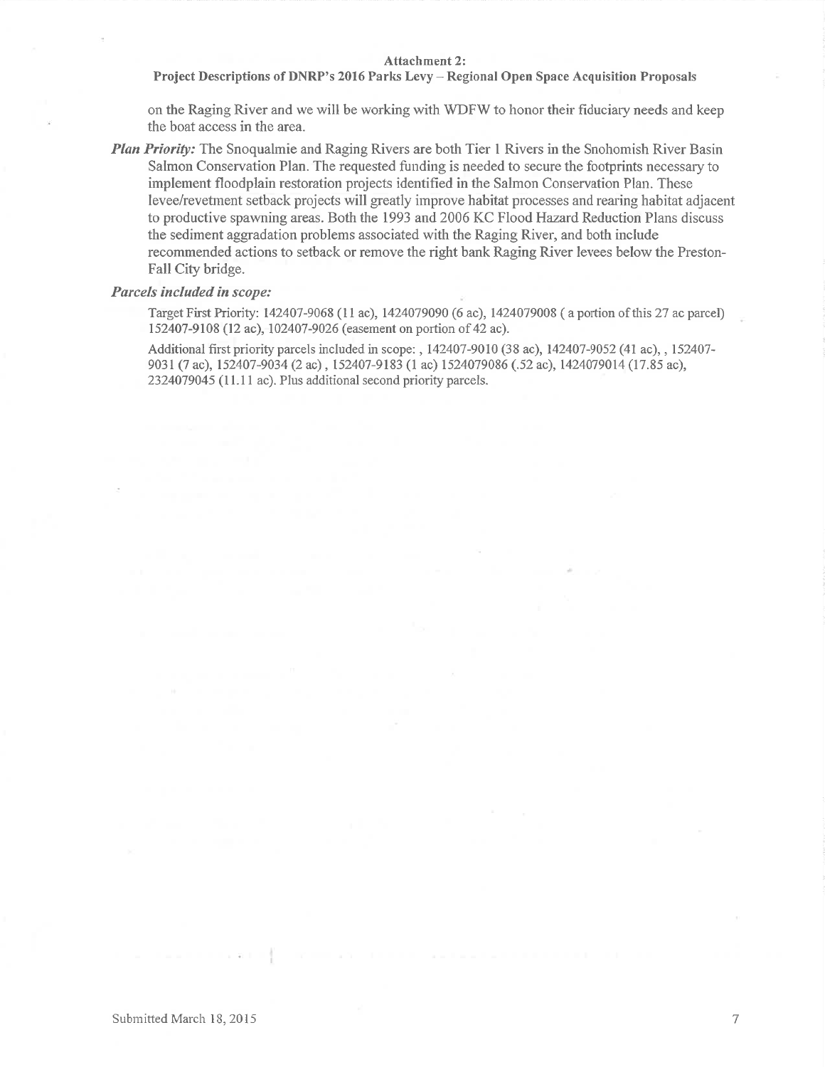on the Raging River and we will be working with WDFW to honor their fiduciary needs and keep the boat access in the area.

***Plan Priority:*** The Snoqualmie and Raging Rivers are both Tier 1 Rivers in the Snohomish River Basin Salmon Conservation Plan. The requested funding is needed to secure the footprints necessary to implement floodplain restoration projects identified in the Salmon Conservation Plan. These levee/revetment setback projects will greatly improve habitat processes and rearing habitat adjacent to productive spawning areas. Both the 1993 and 2006 KC Flood Hazard Reduction Plans discuss the sediment aggradation problems associated with the Raging River, and both include recommended actions to setback or remove the right bank Raging River levees below the Preston-Fall City bridge.

***Parcels included in scope:***

Target First Priority: 142407-9068 (11 ac), 1424079090 (6 ac), 1424079008 ( a portion of this 27 ac parcel) 152407-9108 (12 ac), 102407-9026 (easement on portion of 42 ac).

Additional first priority parcels included in scope: , 142407-9010 (38 ac), 142407-9052 (41 ac), , 152407-9031 (7 ac), 152407-9034 (2 ac) , 152407-9183 (1 ac) 1524079086 (.52 ac), 1424079014 (17.85 ac), 2324079045 (11.11 ac). Plus additional second priority parcels.